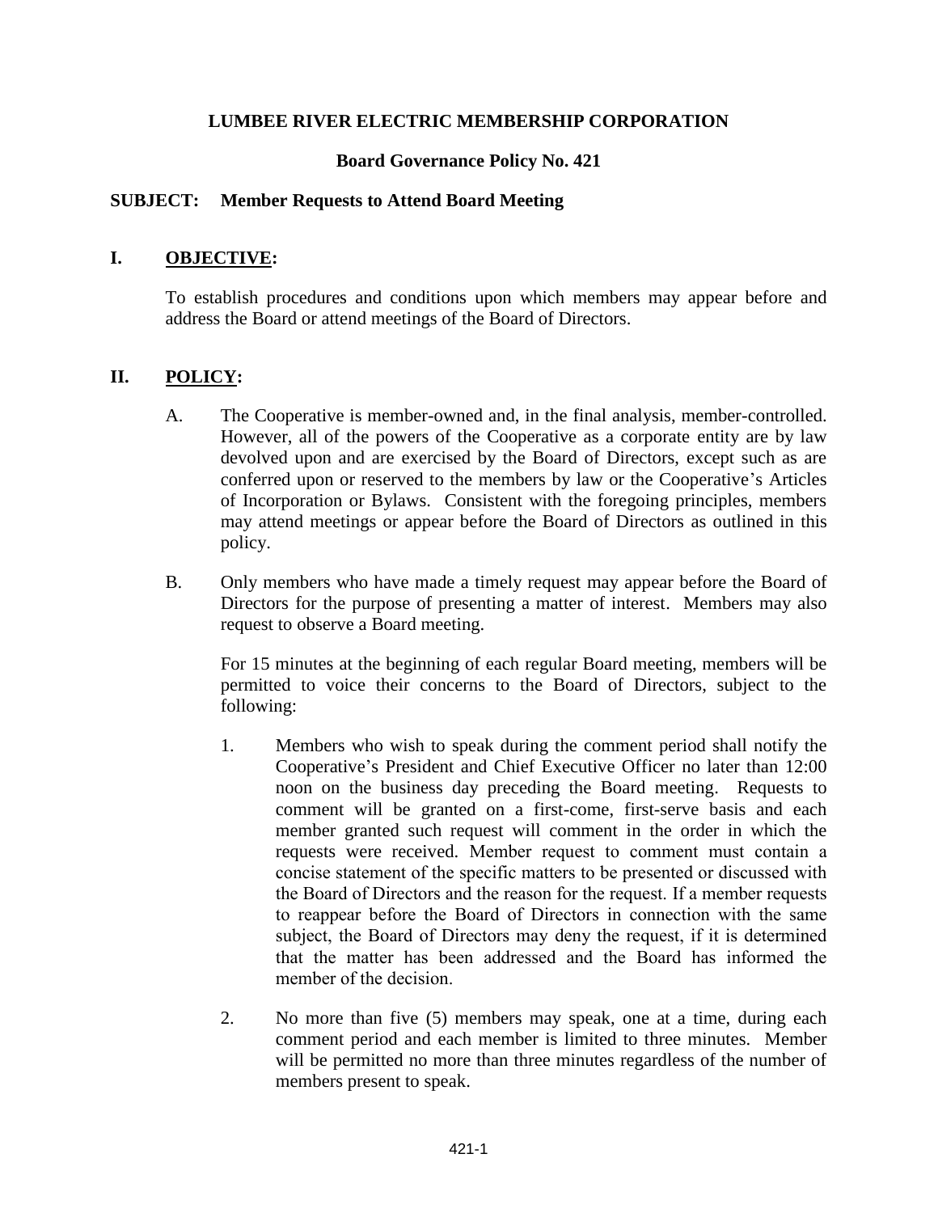# LUMBEE RIVER ELECTRIC MEMBERSHIP CORPORATION

## Board Governance Policy No. 421

**SUBJECT: Member Requests to Attend Board Meeting**

## I. OBJECTIVE:

To establish procedures and conditions upon which members may appear before and address the Board or attend meetings of the Board of Directors.

## II. POLICY:

A. The Cooperative is member-owned and, in the final analysis, member-controlled. However, all of the powers of the Cooperative as a corporate entity are by law devolved upon and are exercised by the Board of Directors, except such as are conferred upon or reserved to the members by law or the Cooperative's Articles of Incorporation or Bylaws. Consistent with the foregoing principles, members may attend meetings or appear before the Board of Directors as outlined in this policy.

B. Only members who have made a timely request may appear before the Board of Directors for the purpose of presenting a matter of interest. Members may also request to observe a Board meeting.

For 15 minutes at the beginning of each regular Board meeting, members will be permitted to voice their concerns to the Board of Directors, subject to the following:

1. Members who wish to speak during the comment period shall notify the Cooperative's President and Chief Executive Officer no later than 12:00 noon on the business day preceding the Board meeting. Requests to comment will be granted on a first-come, first-serve basis and each member granted such request will comment in the order in which the requests were received. Member request to comment must contain a concise statement of the specific matters to be presented or discussed with the Board of Directors and the reason for the request. If a member requests to reappear before the Board of Directors in connection with the same subject, the Board of Directors may deny the request, if it is determined that the matter has been addressed and the Board has informed the member of the decision.

2. No more than five (5) members may speak, one at a time, during each comment period and each member is limited to three minutes. Member will be permitted no more than three minutes regardless of the number of members present to speak.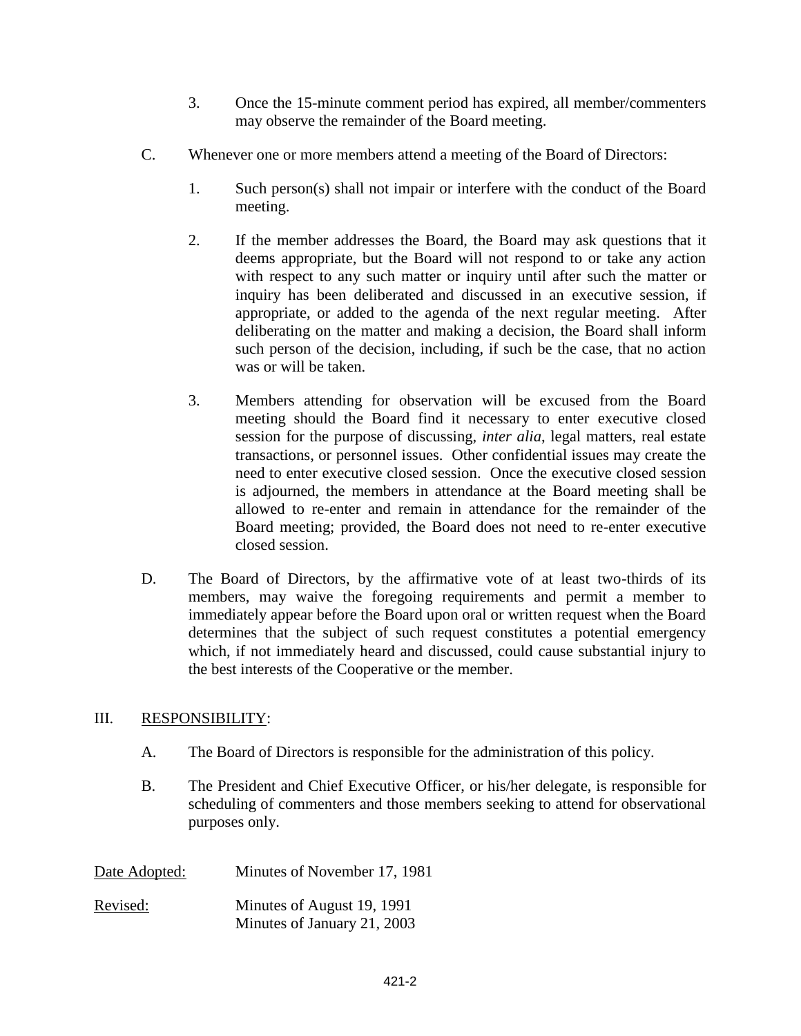3. Once the 15-minute comment period has expired, all member/commenters may observe the remainder of the Board meeting.

C. Whenever one or more members attend a meeting of the Board of Directors:

   1. Such person(s) shall not impair or interfere with the conduct of the Board meeting.

   2. If the member addresses the Board, the Board may ask questions that it deems appropriate, but the Board will not respond to or take any action with respect to any such matter or inquiry until after such the matter or inquiry has been deliberated and discussed in an executive session, if appropriate, or added to the agenda of the next regular meeting. After deliberating on the matter and making a decision, the Board shall inform such person of the decision, including, if such be the case, that no action was or will be taken.

   3. Members attending for observation will be excused from the Board meeting should the Board find it necessary to enter executive closed session for the purpose of discussing, *inter alia*, legal matters, real estate transactions, or personnel issues. Other confidential issues may create the need to enter executive closed session. Once the executive closed session is adjourned, the members in attendance at the Board meeting shall be allowed to re-enter and remain in attendance for the remainder of the Board meeting; provided, the Board does not need to re-enter executive closed session.

D. The Board of Directors, by the affirmative vote of at least two-thirds of its members, may waive the foregoing requirements and permit a member to immediately appear before the Board upon oral or written request when the Board determines that the subject of such request constitutes a potential emergency which, if not immediately heard and discussed, could cause substantial injury to the best interests of the Cooperative or the member.

## III. <u>RESPONSIBILITY</u>:

A. The Board of Directors is responsible for the administration of this policy.

B. The President and Chief Executive Officer, or his/her delegate, is responsible for scheduling of commenters and those members seeking to attend for observational purposes only.

<u>Date Adopted:</u> Minutes of November 17, 1981

<u>Revised:</u> Minutes of August 19, 1991
Minutes of January 21, 2003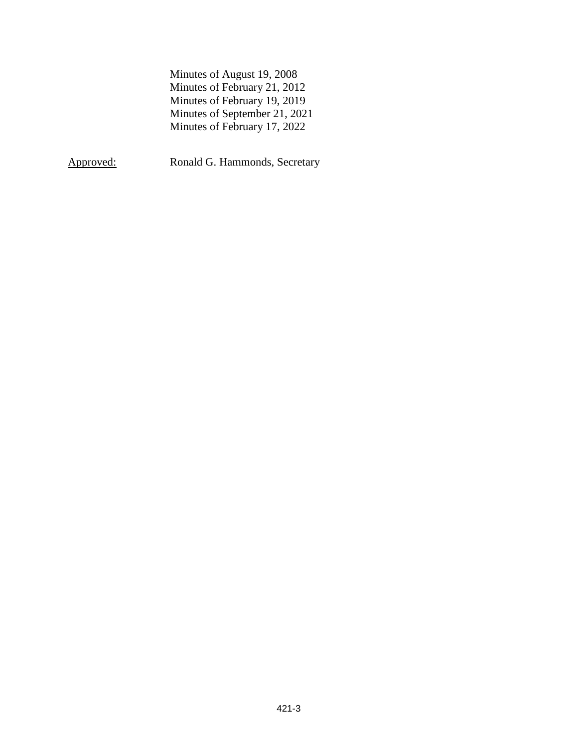Minutes of August 19, 2008
Minutes of February 21, 2012
Minutes of February 19, 2019
Minutes of September 21, 2021
Minutes of February 17, 2022

Approved: Ronald G. Hammonds, Secretary